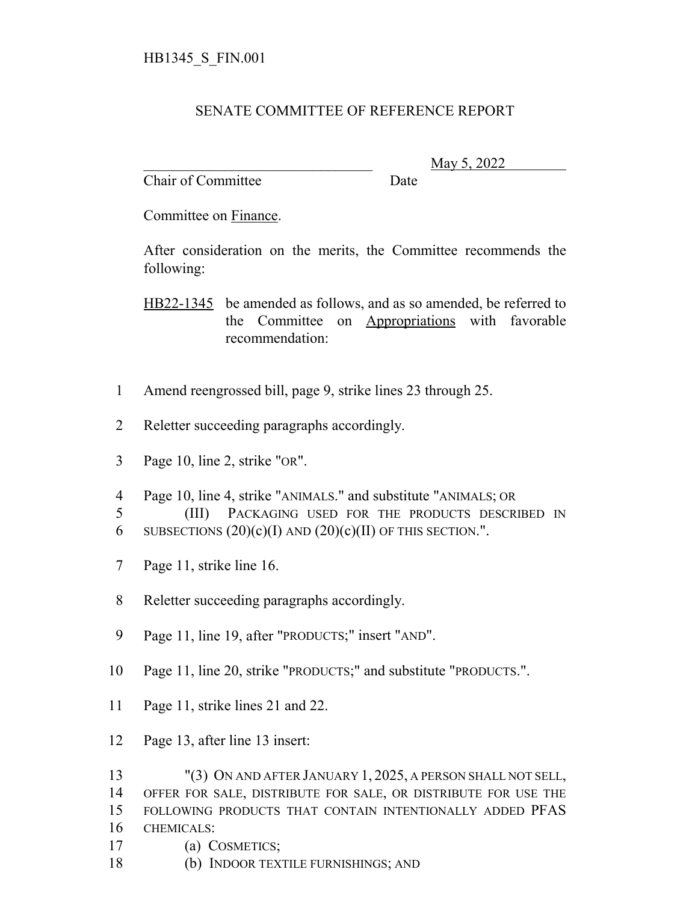HB1345_S_FIN.001

SENATE COMMITTEE OF REFERENCE REPORT

________________________________ May 5, 2022
Chair of Committee Date

Committee on Finance.

After consideration on the merits, the Committee recommends the following:

HB22-1345 be amended as follows, and as so amended, be referred to the Committee on Appropriations with favorable recommendation:

1 Amend reengrossed bill, page 9, strike lines 23 through 25.

2 Reletter succeeding paragraphs accordingly.

3 Page 10, line 2, strike "OR".

4 Page 10, line 4, strike "ANIMALS." and substitute "ANIMALS; OR
5 (III) PACKAGING USED FOR THE PRODUCTS DESCRIBED IN
6 SUBSECTIONS (20)(c)(I) AND (20)(c)(II) OF THIS SECTION.".

7 Page 11, strike line 16.

8 Reletter succeeding paragraphs accordingly.

9 Page 11, line 19, after "PRODUCTS;" insert "AND".

10 Page 11, line 20, strike "PRODUCTS;" and substitute "PRODUCTS.".

11 Page 11, strike lines 21 and 22.

12 Page 13, after line 13 insert:

13 "(3) ON AND AFTER JANUARY 1, 2025, A PERSON SHALL NOT SELL,
14 OFFER FOR SALE, DISTRIBUTE FOR SALE, OR DISTRIBUTE FOR USE THE
15 FOLLOWING PRODUCTS THAT CONTAIN INTENTIONALLY ADDED PFAS
16 CHEMICALS:
17 (a) COSMETICS;
18 (b) INDOOR TEXTILE FURNISHINGS; AND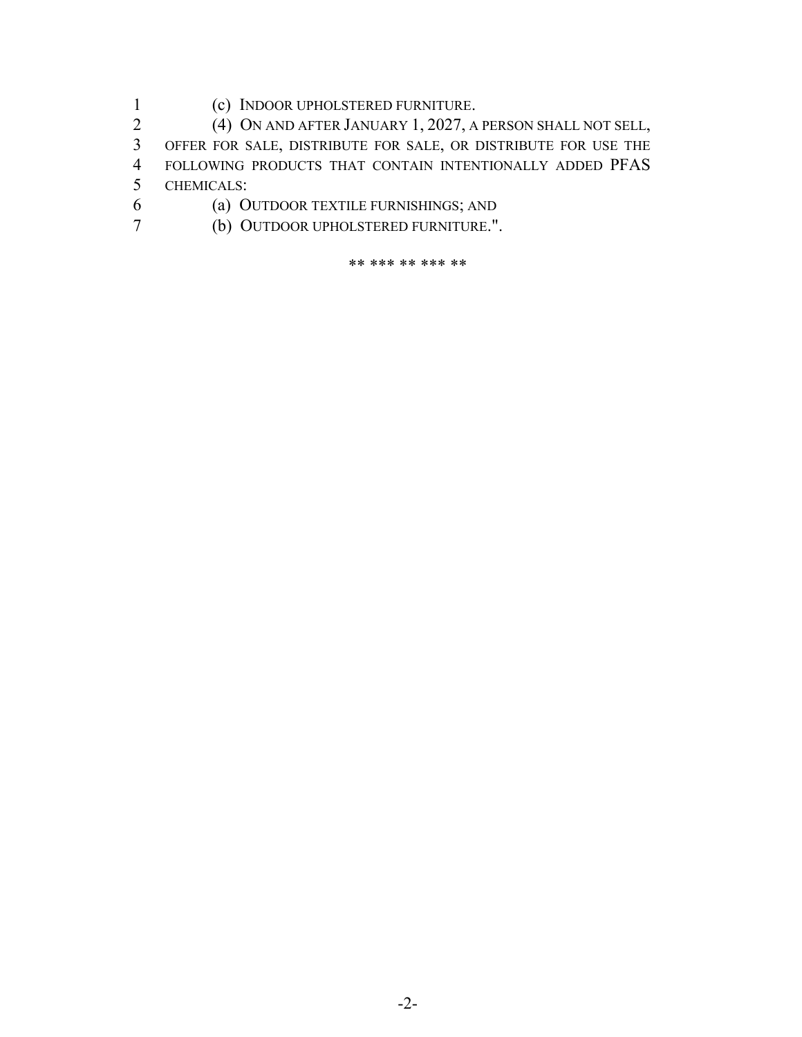1 (c) INDOOR UPHOLSTERED FURNITURE.

2 (4) ON AND AFTER JANUARY 1, 2027, A PERSON SHALL NOT SELL,
3 OFFER FOR SALE, DISTRIBUTE FOR SALE, OR DISTRIBUTE FOR USE THE
4 FOLLOWING PRODUCTS THAT CONTAIN INTENTIONALLY ADDED PFAS
5 CHEMICALS:

6 (a) OUTDOOR TEXTILE FURNISHINGS; AND

7 (b) OUTDOOR UPHOLSTERED FURNITURE.".

** *** ** *** **